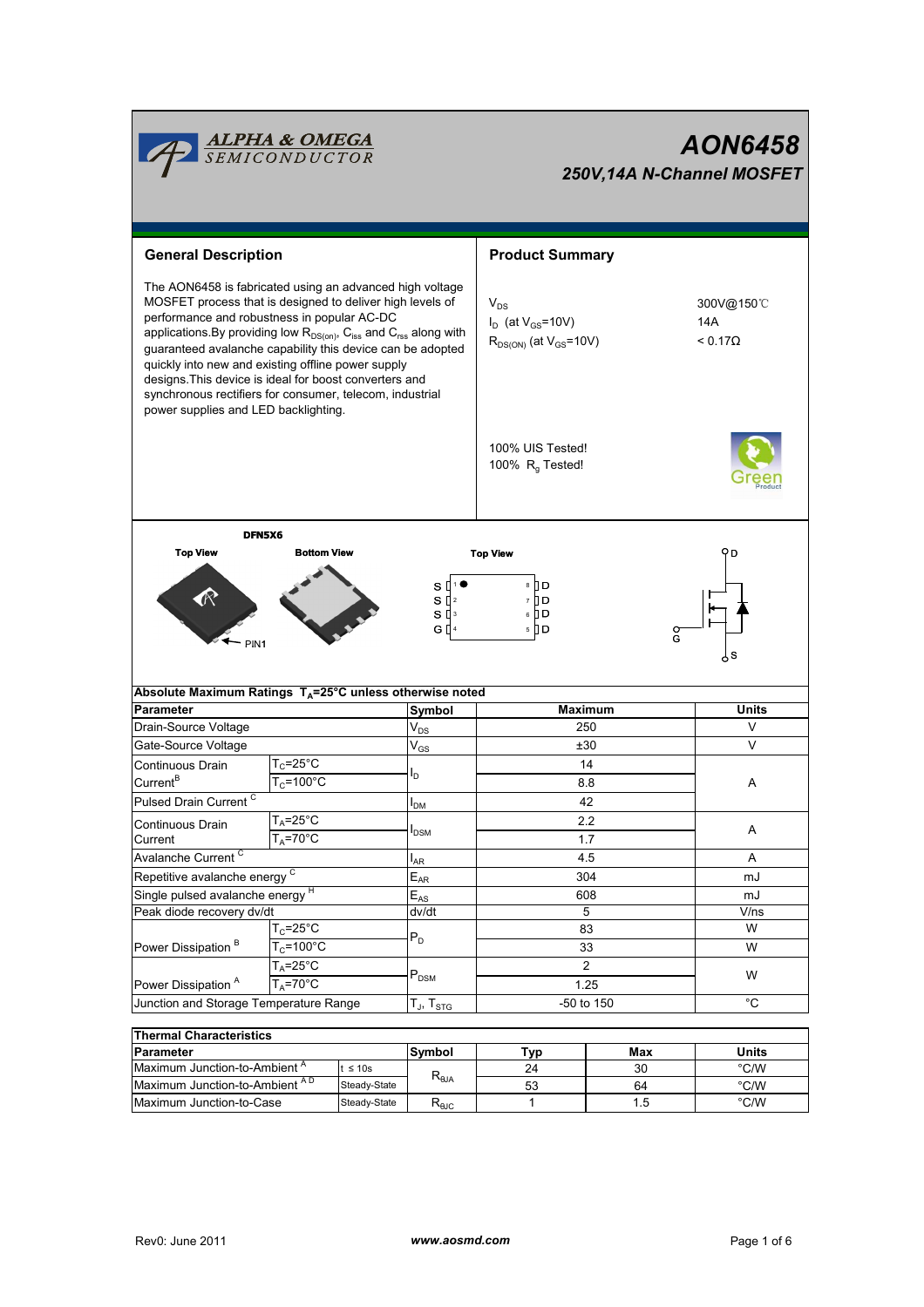ALPHA & OMEGA SEMICONDUCTOR

# AON6458

## 250V,14A N-Channel MOSFET

## General Description

The AON6458 is fabricated using an advanced high voltage MOSFET process that is designed to deliver high levels of performance and robustness in popular AC-DC applications.By providing low $R_{DS(on)}$, $C_{iss}$ and $C_{rss}$ along with guaranteed avalanche capability this device can be adopted quickly into new and existing offline power supply designs.This device is ideal for boost converters and synchronous rectifiers for consumer, telecom, industrial power supplies and LED backlighting.

## Product Summary

| | |
|---|---|
| $V_{DS}$ | 300V@150℃ |
| $I_D$ (at $V_{GS}$=10V) | 14A |
| $R_{DS(ON)}$ (at $V_{GS}$=10V) | < 0.17Ω |

100% UIS Tested!
100% $R_g$ Tested!

DFN5X6

Top View | Bottom View | Top View

S 1 ● 8 D
S 2 7 D
S 3 6 D
G 4 5 D

PIN1

D, G, S

| Absolute Maximum Ratings $T_A$=25°C unless otherwise noted | | | | |
|---|---|---|---|---|
| **Parameter** | | **Symbol** | **Maximum** | **Units** |
| Drain-Source Voltage | | $V_{DS}$ | 250 | V |
| Gate-Source Voltage | | $V_{GS}$ | ±30 | V |
| Continuous Drain Current[B] | $T_C$=25°C | $I_D$ | 14 | A |
| | $T_C$=100°C | | 8.8 | |
| Pulsed Drain Current [C] | | $I_{DM}$ | 42 | |
| Continuous Drain Current | $T_A$=25°C | $I_{DSM}$ | 2.2 | A |
| | $T_A$=70°C | | 1.7 | |
| Avalanche Current [C] | | $I_{AR}$ | 4.5 | A |
| Repetitive avalanche energy [C] | | $E_{AR}$ | 304 | mJ |
| Single pulsed avalanche energy [H] | | $E_{AS}$ | 608 | mJ |
| Peak diode recovery dv/dt | | dv/dt | 5 | V/ns |
| Power Dissipation [B] | $T_C$=25°C | $P_D$ | 83 | W |
| | $T_C$=100°C | | 33 | W |
| Power Dissipation [A] | $T_A$=25°C | $P_{DSM}$ | 2 | W |
| | $T_A$=70°C | | 1.25 | |
| Junction and Storage Temperature Range | | $T_J$, $T_{STG}$ | -50 to 150 | °C |

| Thermal Characteristics | | | | | |
|---|---|---|---|---|---|
| **Parameter** | | **Symbol** | **Typ** | **Max** | **Units** |
| Maximum Junction-to-Ambient [A] | t ≤ 10s | $R_{\theta JA}$ | 24 | 30 | °C/W |
| Maximum Junction-to-Ambient [A D] | Steady-State | | 53 | 64 | °C/W |
| Maximum Junction-to-Case | Steady-State | $R_{\theta JC}$ | 1 | 1.5 | °C/W |

Rev0: June 2011 www.aosmd.com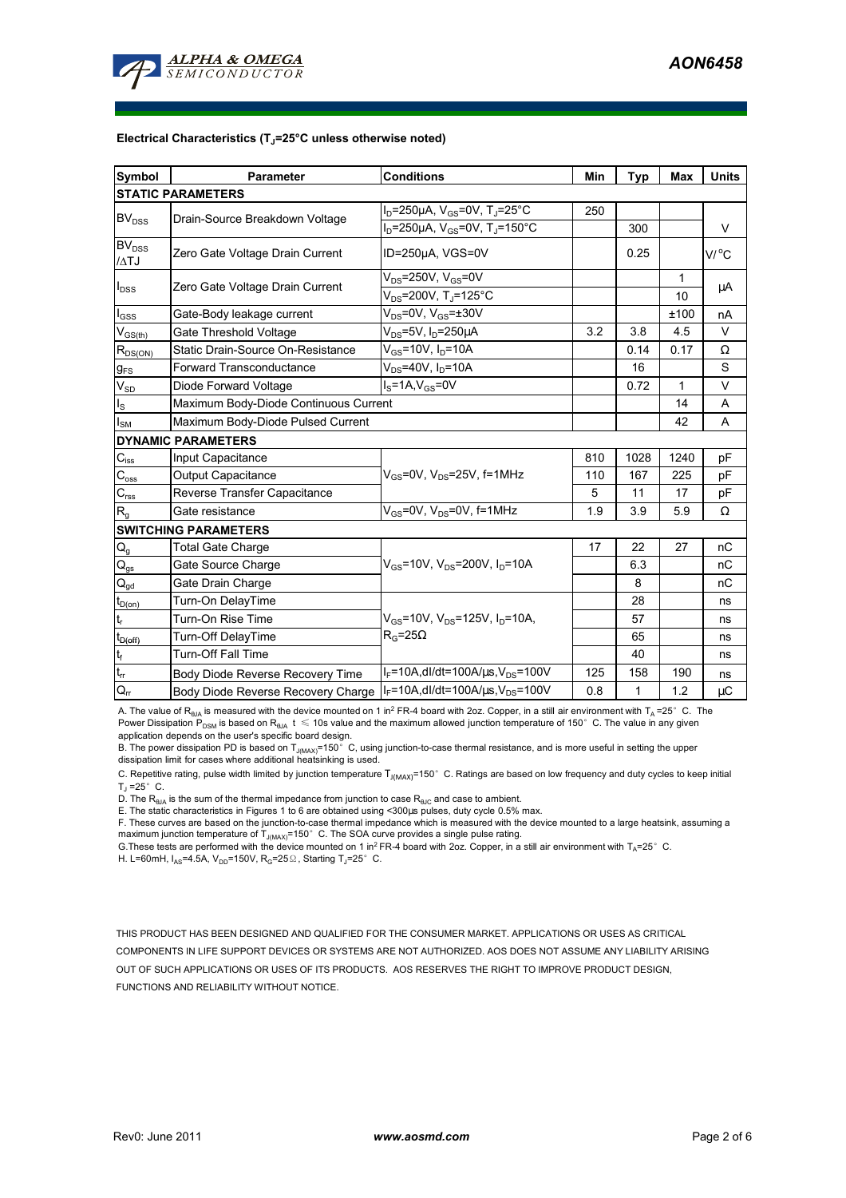**Electrical Characteristics ($T_J$=25°C unless otherwise noted)**

| Symbol | Parameter | Conditions | Min | Typ | Max | Units |
|---|---|---|---|---|---|---|
| **STATIC PARAMETERS** | | | | | | |
| $BV_{DSS}$ | Drain-Source Breakdown Voltage | $I_D$=250µA, $V_{GS}$=0V, $T_J$=25°C | 250 | | | V |
| | | $I_D$=250µA, $V_{GS}$=0V, $T_J$=150°C | | 300 | | |
| $BV_{DSS}$ /ΔTJ | Zero Gate Voltage Drain Current | ID=250µA, VGS=0V | | 0.25 | | V/°C |
| $I_{DSS}$ | Zero Gate Voltage Drain Current | $V_{DS}$=250V, $V_{GS}$=0V | | | 1 | µA |
| | | $V_{DS}$=200V, $T_J$=125°C | | | 10 | |
| $I_{GSS}$ | Gate-Body leakage current | $V_{DS}$=0V, $V_{GS}$=±30V | | | ±100 | nA |
| $V_{GS(th)}$ | Gate Threshold Voltage | $V_{DS}$=5V, $I_D$=250µA | 3.2 | 3.8 | 4.5 | V |
| $R_{DS(ON)}$ | Static Drain-Source On-Resistance | $V_{GS}$=10V, $I_D$=10A | | 0.14 | 0.17 | Ω |
| $g_{FS}$ | Forward Transconductance | $V_{DS}$=40V, $I_D$=10A | | 16 | | S |
| $V_{SD}$ | Diode Forward Voltage | $I_S$=1A, $V_{GS}$=0V | | 0.72 | 1 | V |
| $I_S$ | Maximum Body-Diode Continuous Current | | | | 14 | A |
| $I_{SM}$ | Maximum Body-Diode Pulsed Current | | | | 42 | A |
| **DYNAMIC PARAMETERS** | | | | | | |
| $C_{iss}$ | Input Capacitance | $V_{GS}$=0V, $V_{DS}$=25V, f=1MHz | 810 | 1028 | 1240 | pF |
| $C_{oss}$ | Output Capacitance | | 110 | 167 | 225 | pF |
| $C_{rss}$ | Reverse Transfer Capacitance | | 5 | 11 | 17 | pF |
| $R_g$ | Gate resistance | $V_{GS}$=0V, $V_{DS}$=0V, f=1MHz | 1.9 | 3.9 | 5.9 | Ω |
| **SWITCHING PARAMETERS** | | | | | | |
| $Q_g$ | Total Gate Charge | $V_{GS}$=10V, $V_{DS}$=200V, $I_D$=10A | 17 | 22 | 27 | nC |
| $Q_{gs}$ | Gate Source Charge | | | 6.3 | | nC |
| $Q_{gd}$ | Gate Drain Charge | | | 8 | | nC |
| $t_{D(on)}$ | Turn-On DelayTime | $V_{GS}$=10V, $V_{DS}$=125V, $I_D$=10A, $R_G$=25Ω | | 28 | | ns |
| $t_r$ | Turn-On Rise Time | | | 57 | | ns |
| $t_{D(off)}$ | Turn-Off DelayTime | | | 65 | | ns |
| $t_f$ | Turn-Off Fall Time | | | 40 | | ns |
| $t_{rr}$ | Body Diode Reverse Recovery Time | $I_F$=10A, dI/dt=100A/µs, $V_{DS}$=100V | 125 | 158 | 190 | ns |
| $Q_{rr}$ | Body Diode Reverse Recovery Charge | $I_F$=10A, dI/dt=100A/µs, $V_{DS}$=100V | 0.8 | 1 | 1.2 | µC |

A. The value of $R_{\theta JA}$ is measured with the device mounted on 1 in$^2$ FR-4 board with 2oz. Copper, in a still air environment with $T_A$ =25° C. The Power Dissipation $P_{DSM}$ is based on $R_{\theta JA}$ t ≤ 10s value and the maximum allowed junction temperature of 150° C. The value in any given application depends on the user's specific board design.

B. The power dissipation PD is based on $T_{J(MAX)}$=150° C, using junction-to-case thermal resistance, and is more useful in setting the upper dissipation limit for cases where additional heatsinking is used.

C. Repetitive rating, pulse width limited by junction temperature $T_{J(MAX)}$=150° C. Ratings are based on low frequency and duty cycles to keep initial $T_J$ =25° C.

D. The $R_{\theta JA}$ is the sum of the thermal impedance from junction to case $R_{\theta JC}$ and case to ambient.

E. The static characteristics in Figures 1 to 6 are obtained using <300µs pulses, duty cycle 0.5% max.

F. These curves are based on the junction-to-case thermal impedance which is measured with the device mounted to a large heatsink, assuming a maximum junction temperature of $T_{J(MAX)}$=150° C. The SOA curve provides a single pulse rating.

G.These tests are performed with the device mounted on 1 in$^2$ FR-4 board with 2oz. Copper, in a still air environment with $T_A$=25° C.

H. L=60mH, $I_{AS}$=4.5A, $V_{DD}$=150V, $R_G$=25Ω, Starting $T_J$=25° C.

THIS PRODUCT HAS BEEN DESIGNED AND QUALIFIED FOR THE CONSUMER MARKET. APPLICATIONS OR USES AS CRITICAL COMPONENTS IN LIFE SUPPORT DEVICES OR SYSTEMS ARE NOT AUTHORIZED. AOS DOES NOT ASSUME ANY LIABILITY ARISING OUT OF SUCH APPLICATIONS OR USES OF ITS PRODUCTS. AOS RESERVES THE RIGHT TO IMPROVE PRODUCT DESIGN, FUNCTIONS AND RELIABILITY WITHOUT NOTICE.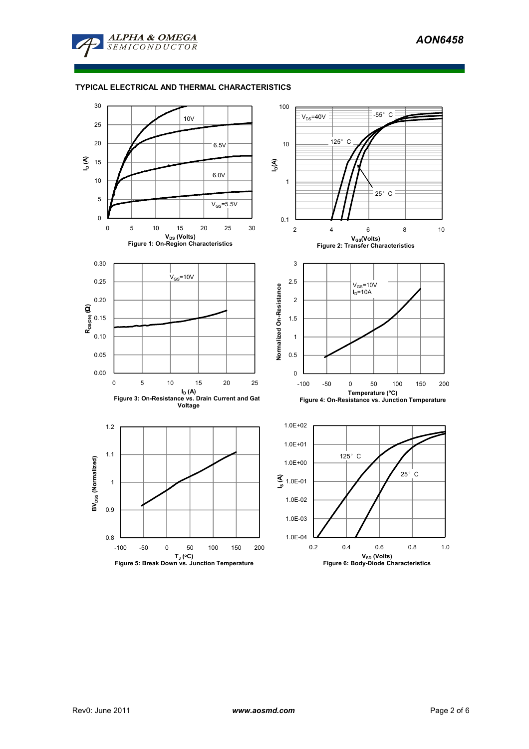## TYPICAL ELECTRICAL AND THERMAL CHARACTERISTICS

Figure 1: On-Region Characteristics

Figure 2: Transfer Characteristics

Figure 3: On-Resistance vs. Drain Current and Gate Voltage

Figure 4: On-Resistance vs. Junction Temperature

Figure 5: Break Down vs. Junction Temperature

Figure 6: Body-Diode Characteristics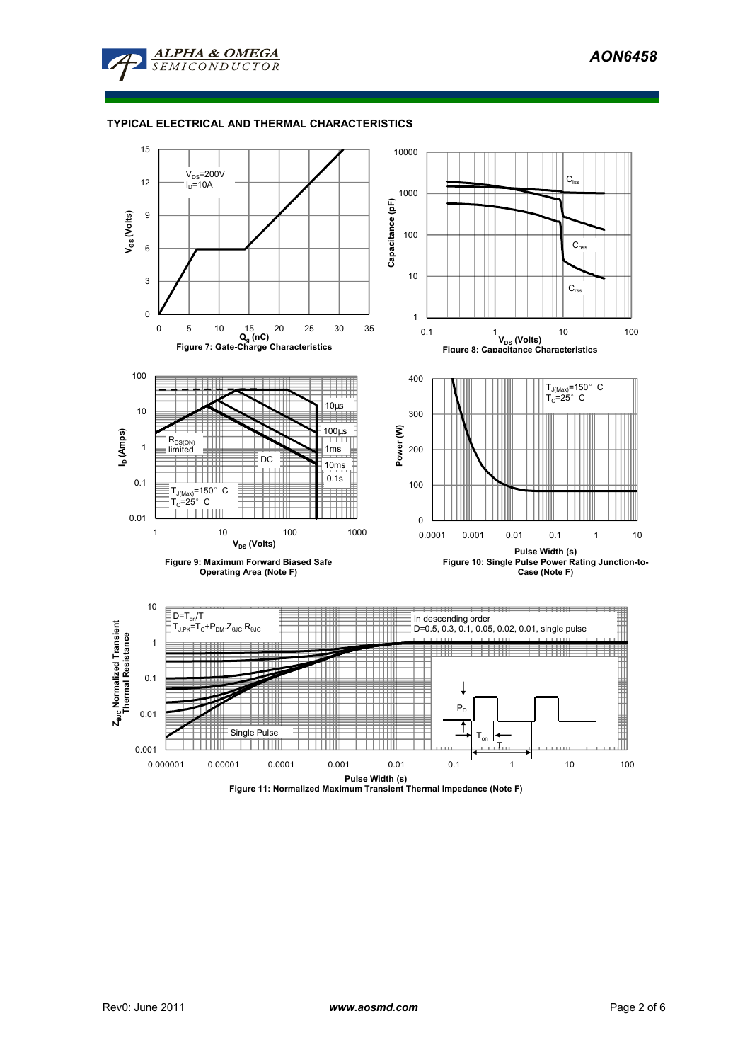## TYPICAL ELECTRICAL AND THERMAL CHARACTERISTICS

$V_{DS}$=200V
$I_D$=10A

Figure 7: Gate-Charge Characteristics

Figure 8: Capacitance Characteristics

Figure 9: Maximum Forward Biased Safe Operating Area (Note F)

Figure 10: Single Pulse Power Rating Junction-to-Case (Note F)

$D=T_{on}/T$
$T_{J,PK}=T_C+P_{DM}.Z_{\theta JC}.R_{\theta JC}$

In descending order
D=0.5, 0.3, 0.1, 0.05, 0.02, 0.01, single pulse

Figure 11: Normalized Maximum Transient Thermal Impedance (Note F)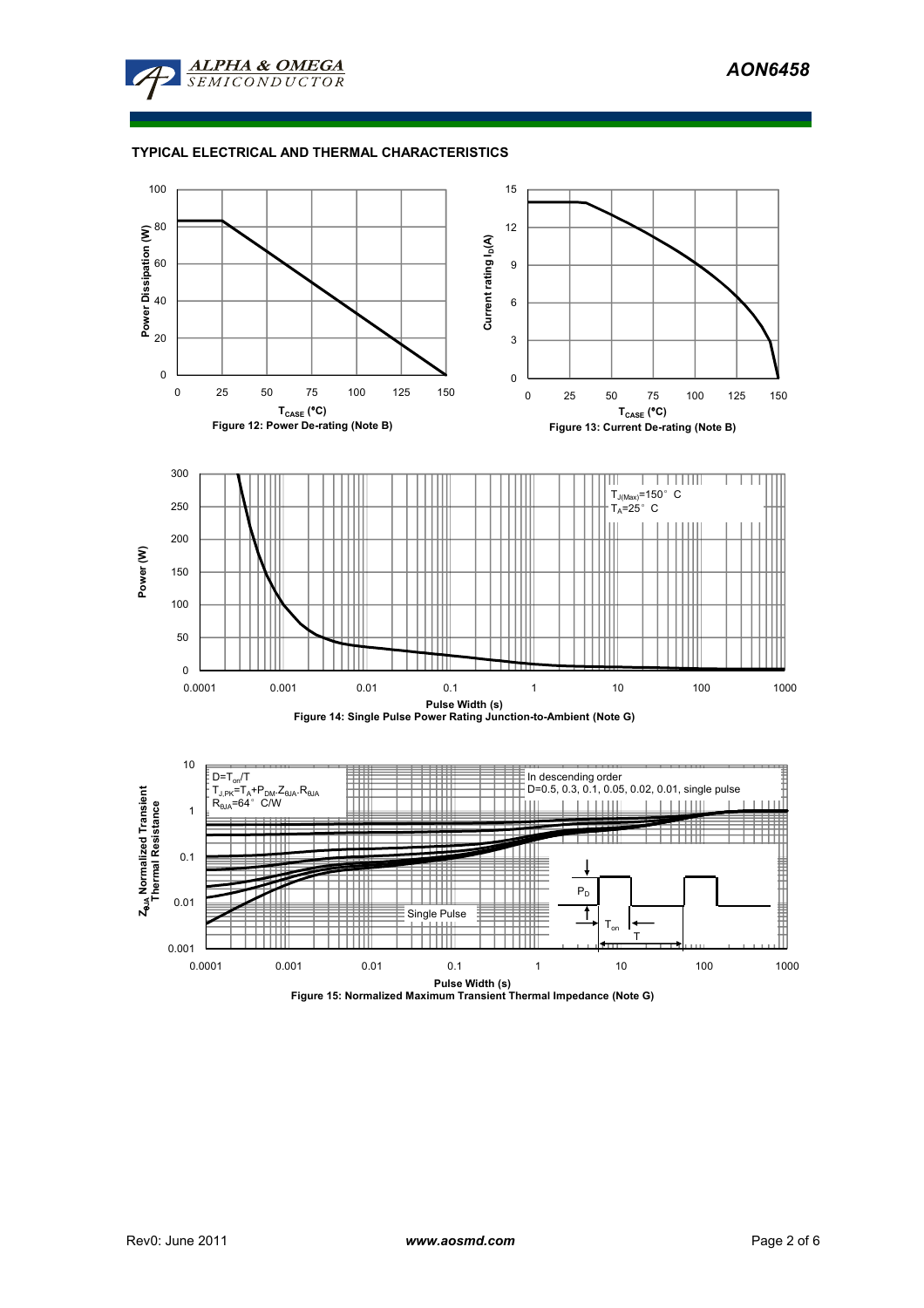## TYPICAL ELECTRICAL AND THERMAL CHARACTERISTICS

Power Dissipation (W)

$T_{CASE}$ (°C)

Figure 12: Power De-rating (Note B)

Current rating $I_D$(A)

$T_{CASE}$ (°C)

Figure 13: Current De-rating (Note B)

Power (W)

$T_{J(Max)}$=150° C
$T_A$=25° C

Pulse Width (s)

Figure 14: Single Pulse Power Rating Junction-to-Ambient (Note G)

$Z_{\theta JA}$ Normalized Transient Thermal Resistance

$D=T_{on}/T$
$T_{J,PK}=T_A+P_{DM} \cdot Z_{\theta JA} \cdot R_{\theta JA}$
$R_{\theta JA}$=64° C/W

In descending order
D=0.5, 0.3, 0.1, 0.05, 0.02, 0.01, single pulse

Single Pulse

$P_D$

$T_{on}$

T

Pulse Width (s)

Figure 15: Normalized Maximum Transient Thermal Impedance (Note G)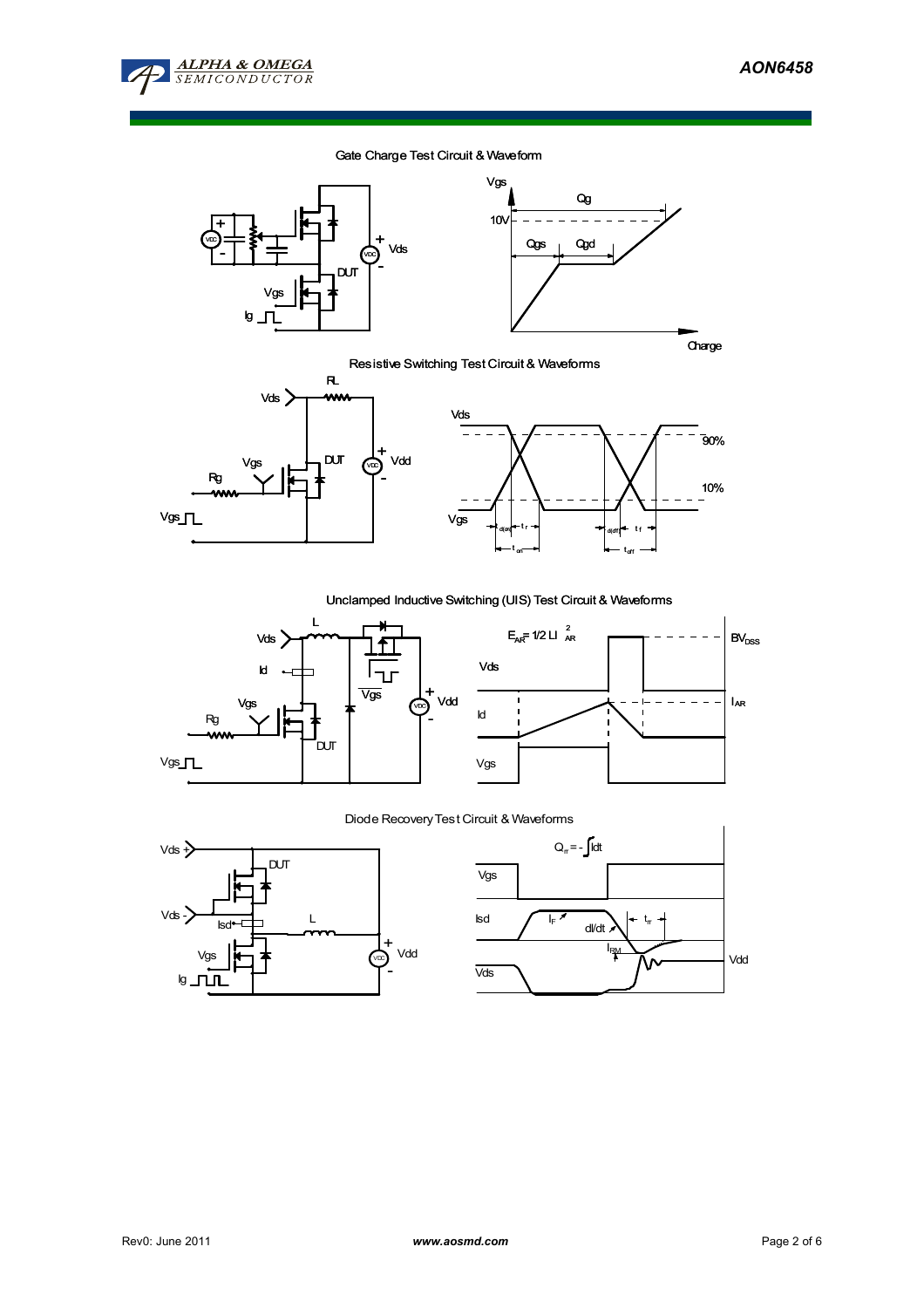Gate Charge Test Circuit & Waveform

Vgs

Qg

10V

Qgs

Qgd

Charge

+

VDC

-

+

VDC

-

Vds

DUT

Vgs

Ig

Resistive Switching Test Circuit & Waveforms

RL

Vds

Vgs

Rg

DUT

+

VDC

-

Vdd

Vgs

Vds

90%

10%

Vgs

$t_{d(on)}$ $t_r$

$t_{on}$

$t_{d(off)}$ $t_f$

$t_{off}$

Unclamped Inductive Switching (UIS) Test Circuit & Waveforms

L

Vds

Id

Vgs

Rg

DUT

Vgs

+

VDC

-

Vdd

Vgs

$E_{AR} = 1/2\ LI_{AR}^2$

$BV_{DSS}$

Vds

Id

$I_{AR}$

Vgs

Diode Recovery Test Circuit & Waveforms

Vds +

DUT

Vds -

Isd

L

Vgs

Ig

+

VDC

-

Vdd

$Q_{rr} = -\int Idt$

Vgs

Isd

$I_F$

dI/dt

$t_{rr}$

$I_{RM}$

Vds

Vdd